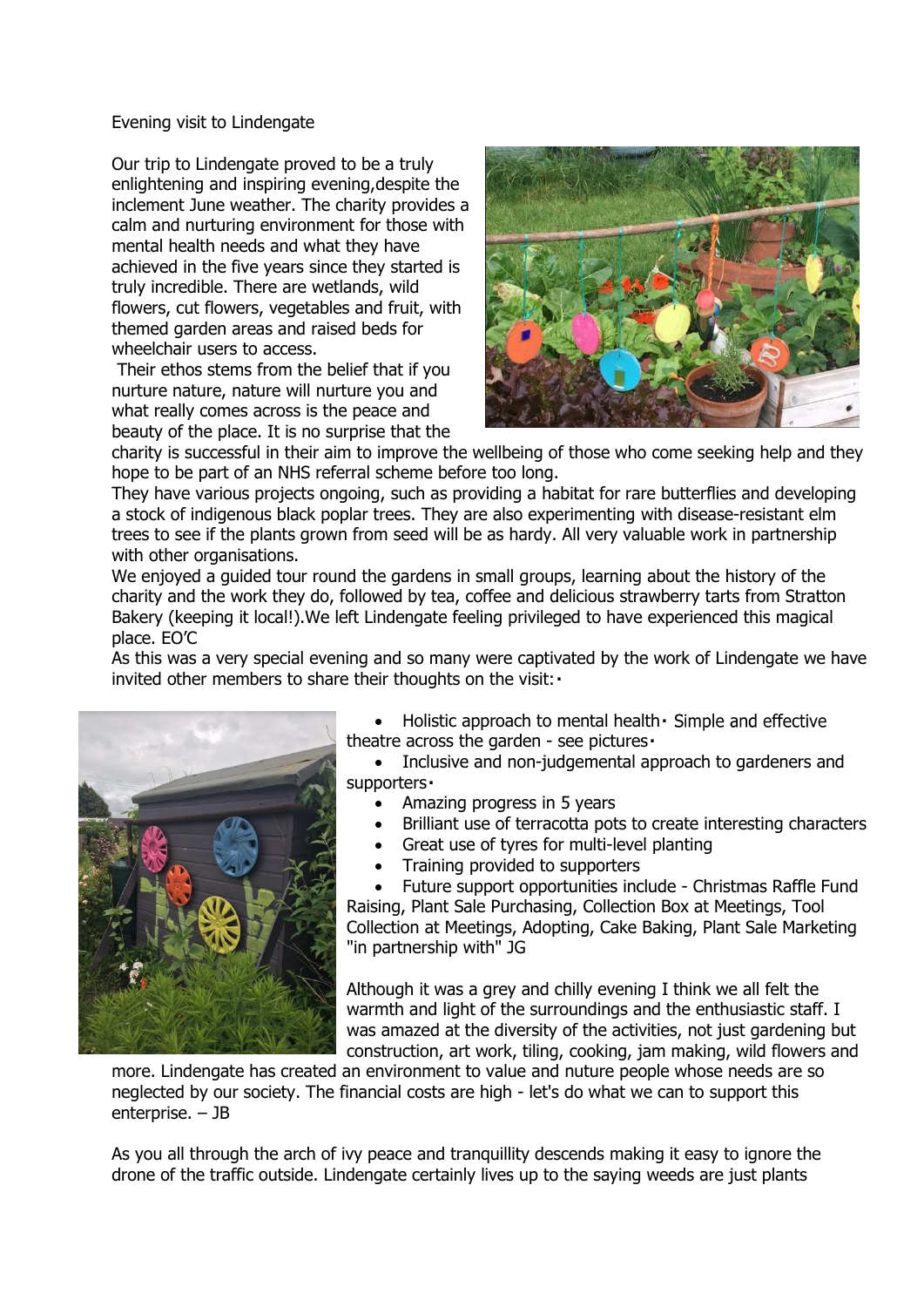Evening visit to Lindengate

Our trip to Lindengate proved to be a truly enlightening and inspiring evening,despite the inclement June weather. The charity provides a calm and nurturing environment for those with mental health needs and what they have achieved in the five years since they started is truly incredible. There are wetlands, wild flowers, cut flowers, vegetables and fruit, with themed garden areas and raised beds for wheelchair users to access.

Their ethos stems from the belief that if you nurture nature, nature will nurture you and what really comes across is the peace and beauty of the place. It is no surprise that the charity is successful in their aim to improve the wellbeing of those who come seeking help and they hope to be part of an NHS referral scheme before too long.

They have various projects ongoing, such as providing a habitat for rare butterflies and developing a stock of indigenous black poplar trees. They are also experimenting with disease-resistant elm trees to see if the plants grown from seed will be as hardy. All very valuable work in partnership with other organisations.

We enjoyed a guided tour round the gardens in small groups, learning about the history of the charity and the work they do, followed by tea, coffee and delicious strawberry tarts from Stratton Bakery (keeping it local!).We left Lindengate feeling privileged to have experienced this magical place. EO'C

As this was a very special evening and so many were captivated by the work of Lindengate we have invited other members to share their thoughts on the visit:·

- Holistic approach to mental health· Simple and effective theatre across the garden - see pictures·
- Inclusive and non-judgemental approach to gardeners and supporters·
- Amazing progress in 5 years
- Brilliant use of terracotta pots to create interesting characters
- Great use of tyres for multi-level planting
- Training provided to supporters
- Future support opportunities include - Christmas Raffle Fund Raising, Plant Sale Purchasing, Collection Box at Meetings, Tool Collection at Meetings, Adopting, Cake Baking, Plant Sale Marketing "in partnership with" JG

Although it was a grey and chilly evening I think we all felt the warmth and light of the surroundings and the enthusiastic staff. I was amazed at the diversity of the activities, not just gardening but construction, art work, tiling, cooking, jam making, wild flowers and more. Lindengate has created an environment to value and nuture people whose needs are so neglected by our society. The financial costs are high - let's do what we can to support this enterprise. – JB

As you all through the arch of ivy peace and tranquillity descends making it easy to ignore the drone of the traffic outside. Lindengate certainly lives up to the saying weeds are just plants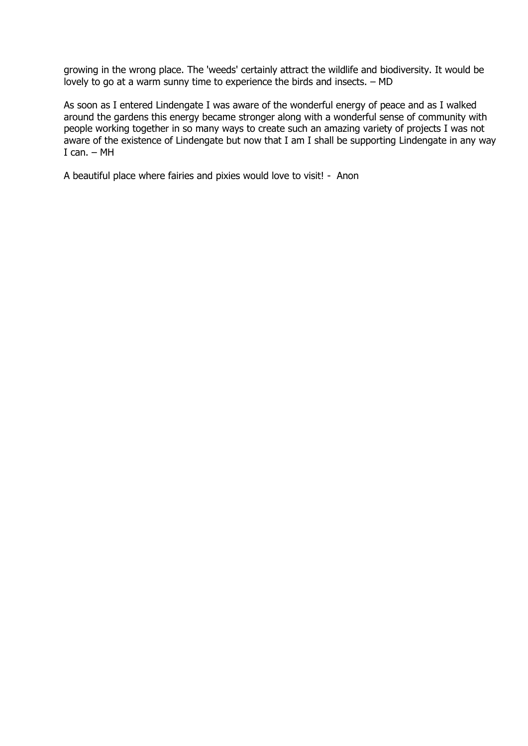growing in the wrong place. The 'weeds' certainly attract the wildlife and biodiversity. It would be lovely to go at a warm sunny time to experience the birds and insects. – MD

As soon as I entered Lindengate I was aware of the wonderful energy of peace and as I walked around the gardens this energy became stronger along with a wonderful sense of community with people working together in so many ways to create such an amazing variety of projects I was not aware of the existence of Lindengate but now that I am I shall be supporting Lindengate in any way I can. – MH

A beautiful place where fairies and pixies would love to visit! - Anon